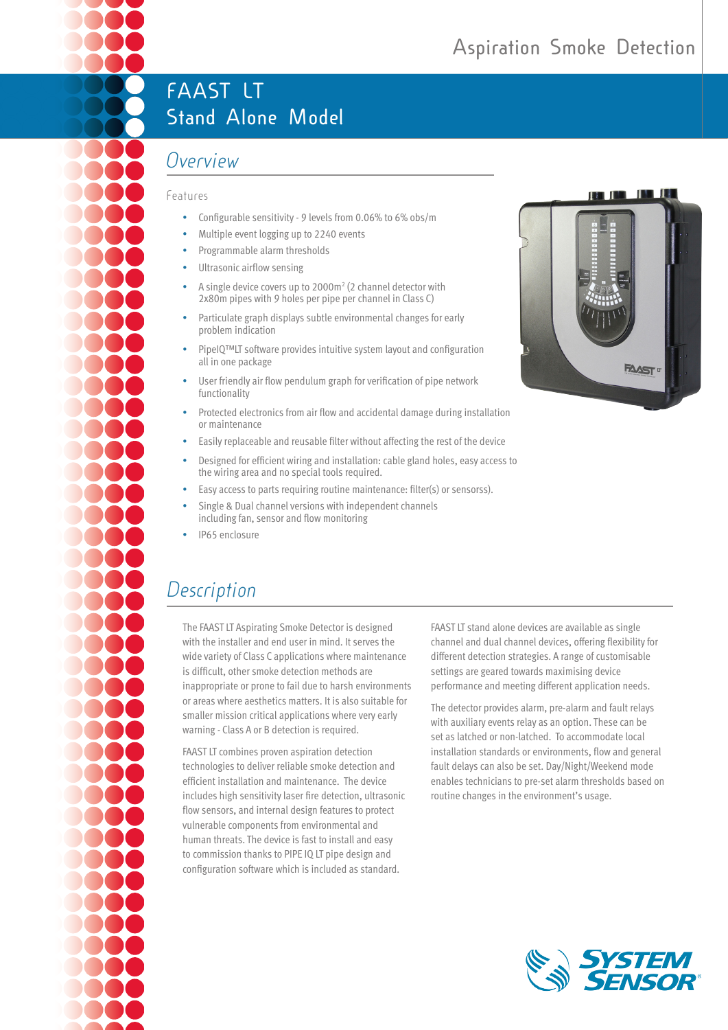# Aspiration Smoke Detection

# FAAST LT
## Stand Alone Model

## Overview

### Features

- Configurable sensitivity - 9 levels from 0.06% to 6% obs/m
- Multiple event logging up to 2240 events
- Programmable alarm thresholds
- Ultrasonic airflow sensing
- A single device covers up to 2000m$^2$ (2 channel detector with 2x80m pipes with 9 holes per pipe per channel in Class C)
- Particulate graph displays subtle environmental changes for early problem indication
- PipeIQ™LT software provides intuitive system layout and configuration all in one package
- User friendly air flow pendulum graph for verification of pipe network functionality
- Protected electronics from air flow and accidental damage during installation or maintenance
- Easily replaceable and reusable filter without affecting the rest of the device
- Designed for efficient wiring and installation: cable gland holes, easy access to the wiring area and no special tools required.
- Easy access to parts requiring routine maintenance: filter(s) or sensorss).
- Single & Dual channel versions with independent channels including fan, sensor and flow monitoring
- IP65 enclosure

## Description

The FAAST LT Aspirating Smoke Detector is designed with the installer and end user in mind. It serves the wide variety of Class C applications where maintenance is difficult, other smoke detection methods are inappropriate or prone to fail due to harsh environments or areas where aesthetics matters. It is also suitable for smaller mission critical applications where very early warning - Class A or B detection is required.

FAAST LT combines proven aspiration detection technologies to deliver reliable smoke detection and efficient installation and maintenance. The device includes high sensitivity laser fire detection, ultrasonic flow sensors, and internal design features to protect vulnerable components from environmental and human threats. The device is fast to install and easy to commission thanks to PIPE IQ LT pipe design and configuration software which is included as standard.

FAAST LT stand alone devices are available as single channel and dual channel devices, offering flexibility for different detection strategies. A range of customisable settings are geared towards maximising device performance and meeting different application needs.

The detector provides alarm, pre-alarm and fault relays with auxiliary events relay as an option. These can be set as latched or non-latched. To accommodate local installation standards or environments, flow and general fault delays can also be set. Day/Night/Weekend mode enables technicians to pre-set alarm thresholds based on routine changes in the environment's usage.

SYSTEM SENSOR®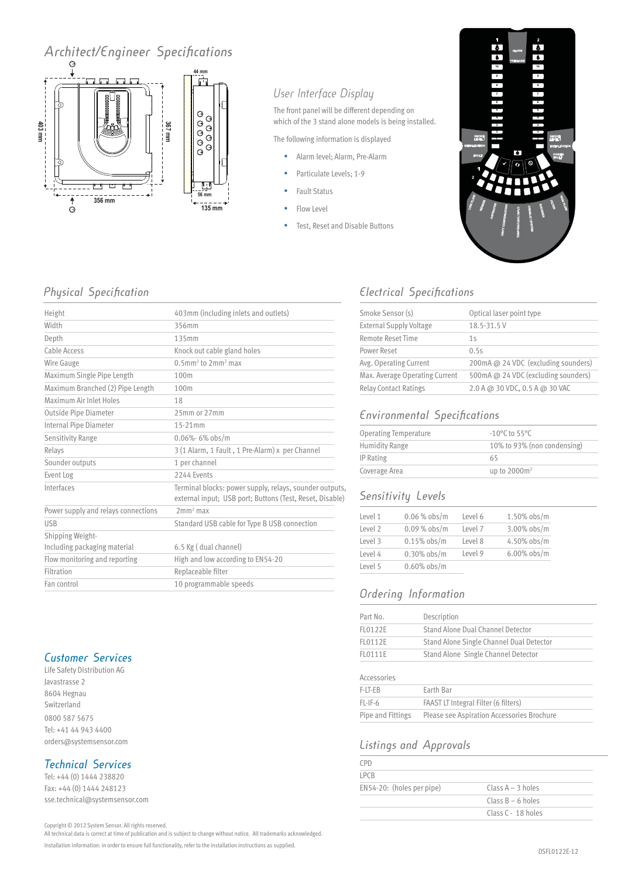## Architect/Engineer Specifications

403 mm
367 mm
356 mm
44 mm
56 mm
135 mm

### User Interface Display

The front panel will be different depending on which of the 3 stand alone models is being installed.

The following information is displayed

- Alarm level; Alarm, Pre-Alarm
- Particulate Levels; 1-9
- Fault Status
- Flow Level
- Test, Reset and Disable Buttons

## Physical Specification

| | |
|---|---|
| Height | 403mm (including inlets and outlets) |
| Width | 356mm |
| Depth | 135mm |
| Cable Access | Knock out cable gland holes |
| Wire Gauge | $0.5mm^2$ to $2mm^2$ max |
| Maximum Single Pipe Length | 100m |
| Maximum Branched (2) Pipe Length | 100m |
| Maximum Air Inlet Holes | 18 |
| Outside Pipe Diameter | 25mm or 27mm |
| Internal Pipe Diameter | 15-21mm |
| Sensitivity Range | 0.06%- 6% obs/m |
| Relays | 3 (1 Alarm, 1 Fault , 1 Pre-Alarm) x per Channel |
| Sounder outputs | 1 per channel |
| Event Log | 2244 Events |
| Interfaces | Terminal blocks: power supply, relays, sounder outputs, external input; USB port; Buttons (Test, Reset, Disable) |
| Power supply and relays connections | $2mm^2$ max |
| USB | Standard USB cable for Type B USB connection |
| Shipping Weight- Including packaging material | 6.5 Kg ( dual channel) |
| Flow monitoring and reporting | High and low according to EN54-20 |
| Filtration | Replaceable filter |
| Fan control | 10 programmable speeds |

## Electrical Specifications

| | |
|---|---|
| Smoke Sensor (s) | Optical laser point type |
| External Supply Voltage | 18.5-31.5 V |
| Remote Reset Time | 1s |
| Power Reset | 0.5s |
| Avg. Operating Current | 200mA @ 24 VDC (excluding sounders) |
| Max. Average Operating Current | 500mA @ 24 VDC (excluding sounders) |
| Relay Contact Ratings | 2.0 A @ 30 VDC, 0.5 A @ 30 VAC |

## Environmental Specifications

| | |
|---|---|
| Operating Temperature | -10°C to 55°C |
| Humidity Range | 10% to 93% (non condensing) |
| IP Rating | 65 |
| Coverage Area | up to $2000m^2$ |

## Sensitivity Levels

| | | | |
|---|---|---|---|
| Level 1 | 0.06 % obs/m | Level 6 | 1.50% obs/m |
| Level 2 | 0.09 % obs/m | Level 7 | 3.00% obs/m |
| Level 3 | 0.15% obs/m | Level 8 | 4.50% obs/m |
| Level 4 | 0.30% obs/m | Level 9 | 6.00% obs/m |
| Level 5 | 0.60% obs/m | | |

## Ordering Information

| Part No. | Description |
|---|---|
| FL0122E | Stand Alone Dual Channel Detector |
| FL0112E | Stand Alone Single Channel Dual Detector |
| FL0111E | Stand Alone Single Channel Detector |

| Accessories | |
|---|---|
| F-LT-EB | Earth Bar |
| FL-IF-6 | FAAST LT Integral Filter (6 filters) |
| Pipe and Fittings | Please see Aspiration Accessories Brochure |

## Listings and Approvals

| | |
|---|---|
| CPD | |
| LPCB | |
| EN54-20: (holes per pipe) | Class A – 3 holes |
| | Class B – 6 holes |
| | Class C - 18 holes |

## Customer Services

Life Safety Distribution AG
Javastrasse 2
8604 Hegnau
Switzerland
0800 587 5675
Tel: +41 44 943 4400
orders@systemsensor.com

## Technical Services

Tel: +44 (0) 1444 238820
Fax: +44 (0) 1444 248123
sse.technical@systemsensor.com

Copyright © 2012 System Sensor. All rights reserved.
All technical data is correct at time of publication and is subject to change without notice. All trademarks acknowledged.

Installation information: in order to ensure full functionality, refer to the installation instructions as supplied.

DSFL0122E-12